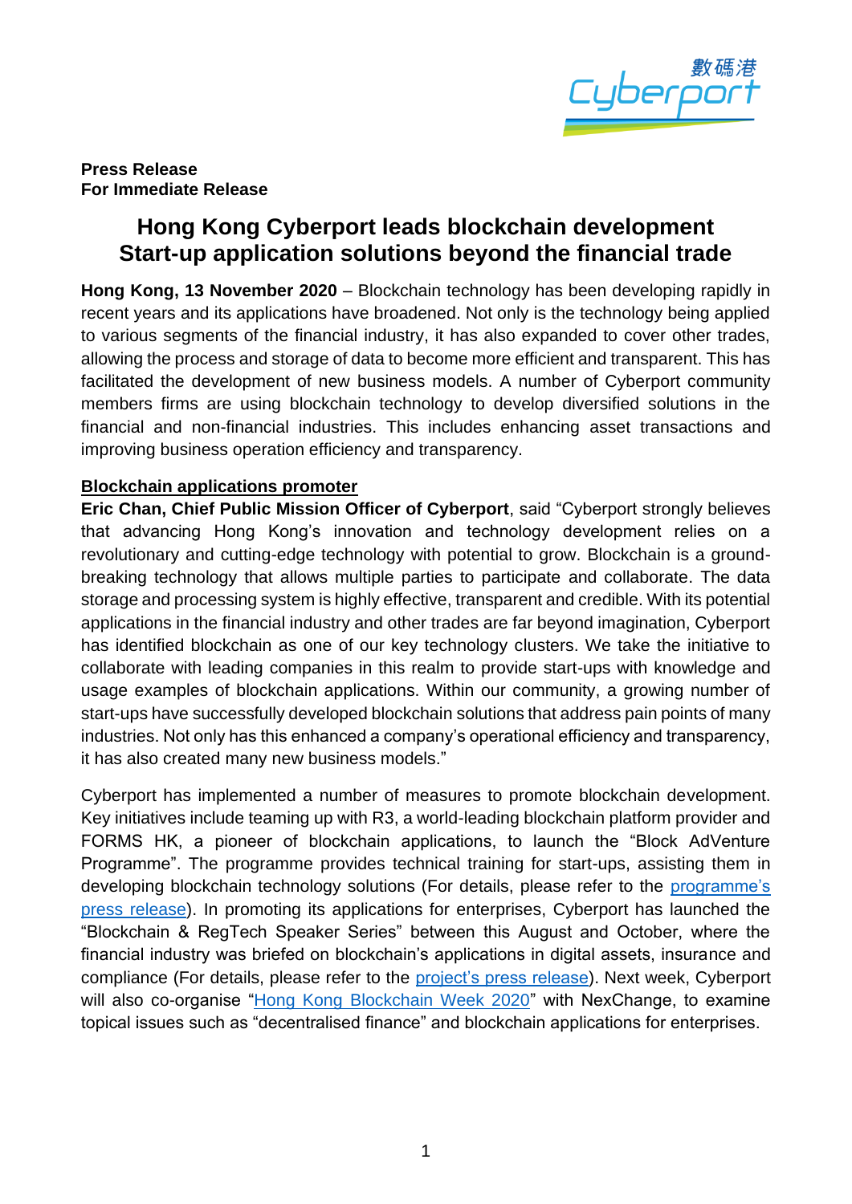**Press Release**
**For Immediate Release**

# Hong Kong Cyberport leads blockchain development Start-up application solutions beyond the financial trade

**Hong Kong, 13 November 2020** – Blockchain technology has been developing rapidly in recent years and its applications have broadened. Not only is the technology being applied to various segments of the financial industry, it has also expanded to cover other trades, allowing the process and storage of data to become more efficient and transparent. This has facilitated the development of new business models. A number of Cyberport community members firms are using blockchain technology to develop diversified solutions in the financial and non-financial industries. This includes enhancing asset transactions and improving business operation efficiency and transparency.

**Blockchain applications promoter**

**Eric Chan, Chief Public Mission Officer of Cyberport**, said "Cyberport strongly believes that advancing Hong Kong's innovation and technology development relies on a revolutionary and cutting-edge technology with potential to grow. Blockchain is a ground-breaking technology that allows multiple parties to participate and collaborate. The data storage and processing system is highly effective, transparent and credible. With its potential applications in the financial industry and other trades are far beyond imagination, Cyberport has identified blockchain as one of our key technology clusters. We take the initiative to collaborate with leading companies in this realm to provide start-ups with knowledge and usage examples of blockchain applications. Within our community, a growing number of start-ups have successfully developed blockchain solutions that address pain points of many industries. Not only has this enhanced a company's operational efficiency and transparency, it has also created many new business models."

Cyberport has implemented a number of measures to promote blockchain development. Key initiatives include teaming up with R3, a world-leading blockchain platform provider and FORMS HK, a pioneer of blockchain applications, to launch the "Block AdVenture Programme". The programme provides technical training for start-ups, assisting them in developing blockchain technology solutions (For details, please refer to the programme's press release). In promoting its applications for enterprises, Cyberport has launched the "Blockchain & RegTech Speaker Series" between this August and October, where the financial industry was briefed on blockchain's applications in digital assets, insurance and compliance (For details, please refer to the project's press release). Next week, Cyberport will also co-organise "Hong Kong Blockchain Week 2020" with NexChange, to examine topical issues such as "decentralised finance" and blockchain applications for enterprises.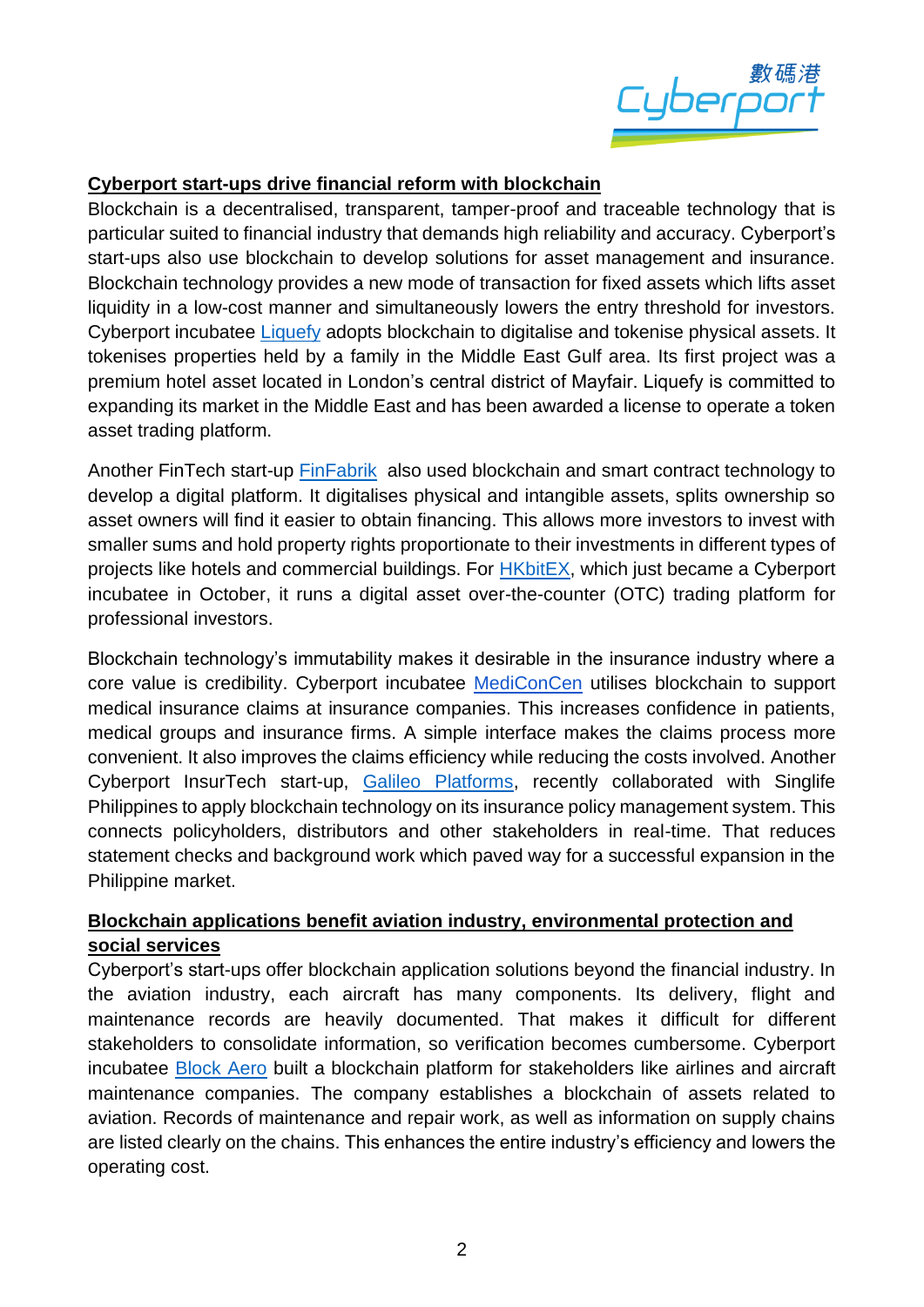**Cyberport start-ups drive financial reform with blockchain**

Blockchain is a decentralised, transparent, tamper-proof and traceable technology that is particular suited to financial industry that demands high reliability and accuracy. Cyberport's start-ups also use blockchain to develop solutions for asset management and insurance. Blockchain technology provides a new mode of transaction for fixed assets which lifts asset liquidity in a low-cost manner and simultaneously lowers the entry threshold for investors. Cyberport incubatee Liquefy adopts blockchain to digitalise and tokenise physical assets. It tokenises properties held by a family in the Middle East Gulf area. Its first project was a premium hotel asset located in London's central district of Mayfair. Liquefy is committed to expanding its market in the Middle East and has been awarded a license to operate a token asset trading platform.

Another FinTech start-up FinFabrik also used blockchain and smart contract technology to develop a digital platform. It digitalises physical and intangible assets, splits ownership so asset owners will find it easier to obtain financing. This allows more investors to invest with smaller sums and hold property rights proportionate to their investments in different types of projects like hotels and commercial buildings. For HKbitEX, which just became a Cyberport incubatee in October, it runs a digital asset over-the-counter (OTC) trading platform for professional investors.

Blockchain technology's immutability makes it desirable in the insurance industry where a core value is credibility. Cyberport incubatee MediConCen utilises blockchain to support medical insurance claims at insurance companies. This increases confidence in patients, medical groups and insurance firms. A simple interface makes the claims process more convenient. It also improves the claims efficiency while reducing the costs involved. Another Cyberport InsurTech start-up, Galileo Platforms, recently collaborated with Singlife Philippines to apply blockchain technology on its insurance policy management system. This connects policyholders, distributors and other stakeholders in real-time. That reduces statement checks and background work which paved way for a successful expansion in the Philippine market.

**Blockchain applications benefit aviation industry, environmental protection and social services**

Cyberport's start-ups offer blockchain application solutions beyond the financial industry. In the aviation industry, each aircraft has many components. Its delivery, flight and maintenance records are heavily documented. That makes it difficult for different stakeholders to consolidate information, so verification becomes cumbersome. Cyberport incubatee Block Aero built a blockchain platform for stakeholders like airlines and aircraft maintenance companies. The company establishes a blockchain of assets related to aviation. Records of maintenance and repair work, as well as information on supply chains are listed clearly on the chains. This enhances the entire industry's efficiency and lowers the operating cost.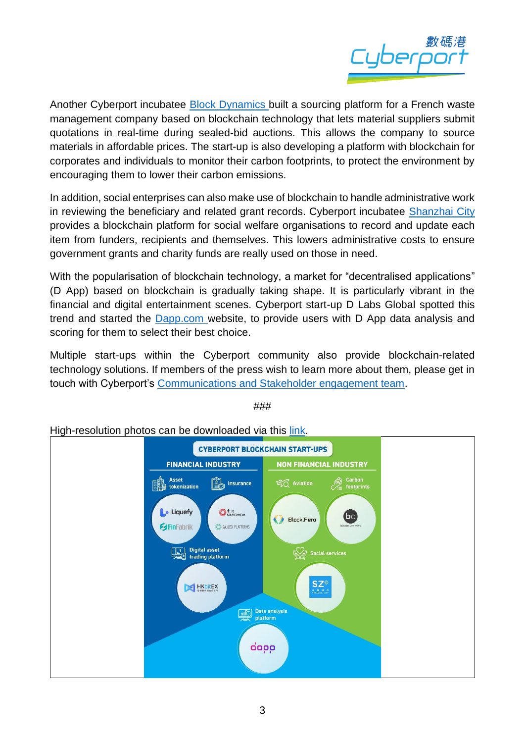Another Cyberport incubatee Block Dynamics built a sourcing platform for a French waste management company based on blockchain technology that lets material suppliers submit quotations in real-time during sealed-bid auctions. This allows the company to source materials in affordable prices. The start-up is also developing a platform with blockchain for corporates and individuals to monitor their carbon footprints, to protect the environment by encouraging them to lower their carbon emissions.

In addition, social enterprises can also make use of blockchain to handle administrative work in reviewing the beneficiary and related grant records. Cyberport incubatee Shanzhai City provides a blockchain platform for social welfare organisations to record and update each item from funders, recipients and themselves. This lowers administrative costs to ensure government grants and charity funds are really used on those in need.

With the popularisation of blockchain technology, a market for "decentralised applications" (D App) based on blockchain is gradually taking shape. It is particularly vibrant in the financial and digital entertainment scenes. Cyberport start-up D Labs Global spotted this trend and started the Dapp.com website, to provide users with D App data analysis and scoring for them to select their best choice.

Multiple start-ups within the Cyberport community also provide blockchain-related technology solutions. If members of the press wish to learn more about them, please get in touch with Cyberport's Communications and Stakeholder engagement team.

###

High-resolution photos can be downloaded via this link.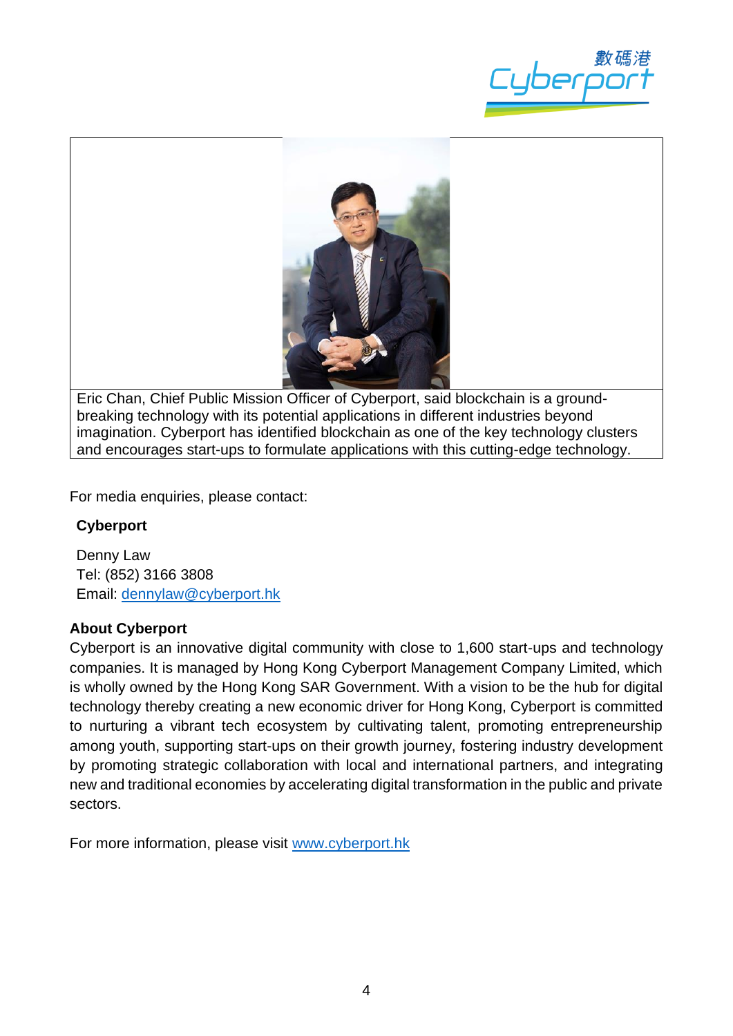Eric Chan, Chief Public Mission Officer of Cyberport, said blockchain is a ground-breaking technology with its potential applications in different industries beyond imagination. Cyberport has identified blockchain as one of the key technology clusters and encourages start-ups to formulate applications with this cutting-edge technology.

For media enquiries, please contact:

**Cyberport**

Denny Law
Tel: (852) 3166 3808
Email: dennylaw@cyberport.hk

**About Cyberport**

Cyberport is an innovative digital community with close to 1,600 start-ups and technology companies. It is managed by Hong Kong Cyberport Management Company Limited, which is wholly owned by the Hong Kong SAR Government. With a vision to be the hub for digital technology thereby creating a new economic driver for Hong Kong, Cyberport is committed to nurturing a vibrant tech ecosystem by cultivating talent, promoting entrepreneurship among youth, supporting start-ups on their growth journey, fostering industry development by promoting strategic collaboration with local and international partners, and integrating new and traditional economies by accelerating digital transformation in the public and private sectors.

For more information, please visit www.cyberport.hk